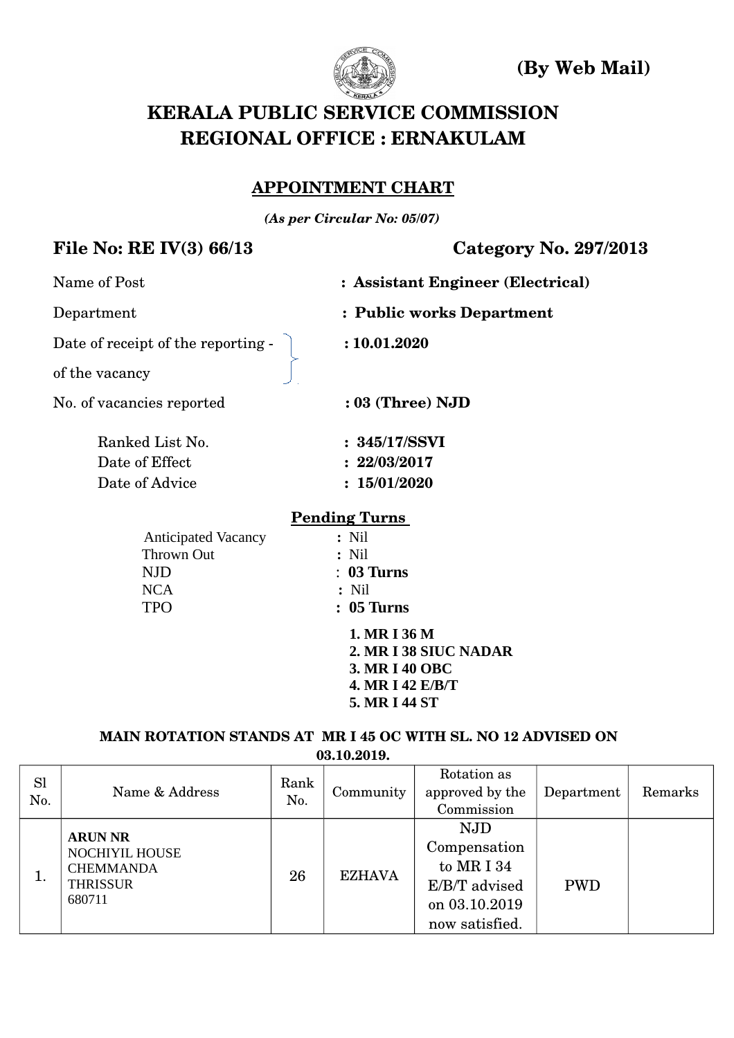**(By Web Mail)**

# KERALA PUBLIC SERVICE COMMISSION
# REGIONAL OFFICE : ERNAKULAM

## APPOINTMENT CHART

***(As per Circular No: 05/07)***

**File No: RE IV(3) 66/13** **Category No. 297/2013**

Name of Post : **Assistant Engineer (Electrical)**

Department : **Public works Department**

Date of receipt of the reporting of the vacancy : **10.01.2020**

No. of vacancies reported : **03 (Three) NJD**

Ranked List No. : **345/17/SSVI**
Date of Effect : **22/03/2017**
Date of Advice : **15/01/2020**

**Pending Turns**

Anticipated Vacancy : Nil
Thrown Out : Nil
NJD : **03 Turns**
NCA : Nil
TPO : **05 Turns**

1. **MR I 36 M**
2. **MR I 38 SIUC NADAR**
3. **MR I 40 OBC**
4. **MR I 42 E/B/T**
5. **MR I 44 ST**

**MAIN ROTATION STANDS AT MR I 45 OC WITH SL. NO 12 ADVISED ON 03.10.2019.**

| Sl No. | Name & Address | Rank No. | Community | Rotation as approved by the Commission | Department | Remarks |
|---|---|---|---|---|---|---|
| 1. | **ARUN NR** NOCHIYIL HOUSE CHEMMANDA THRISSUR 680711 | 26 | EZHAVA | NJD Compensation to MR I 34 E/B/T advised on 03.10.2019 now satisfied. | PWD | |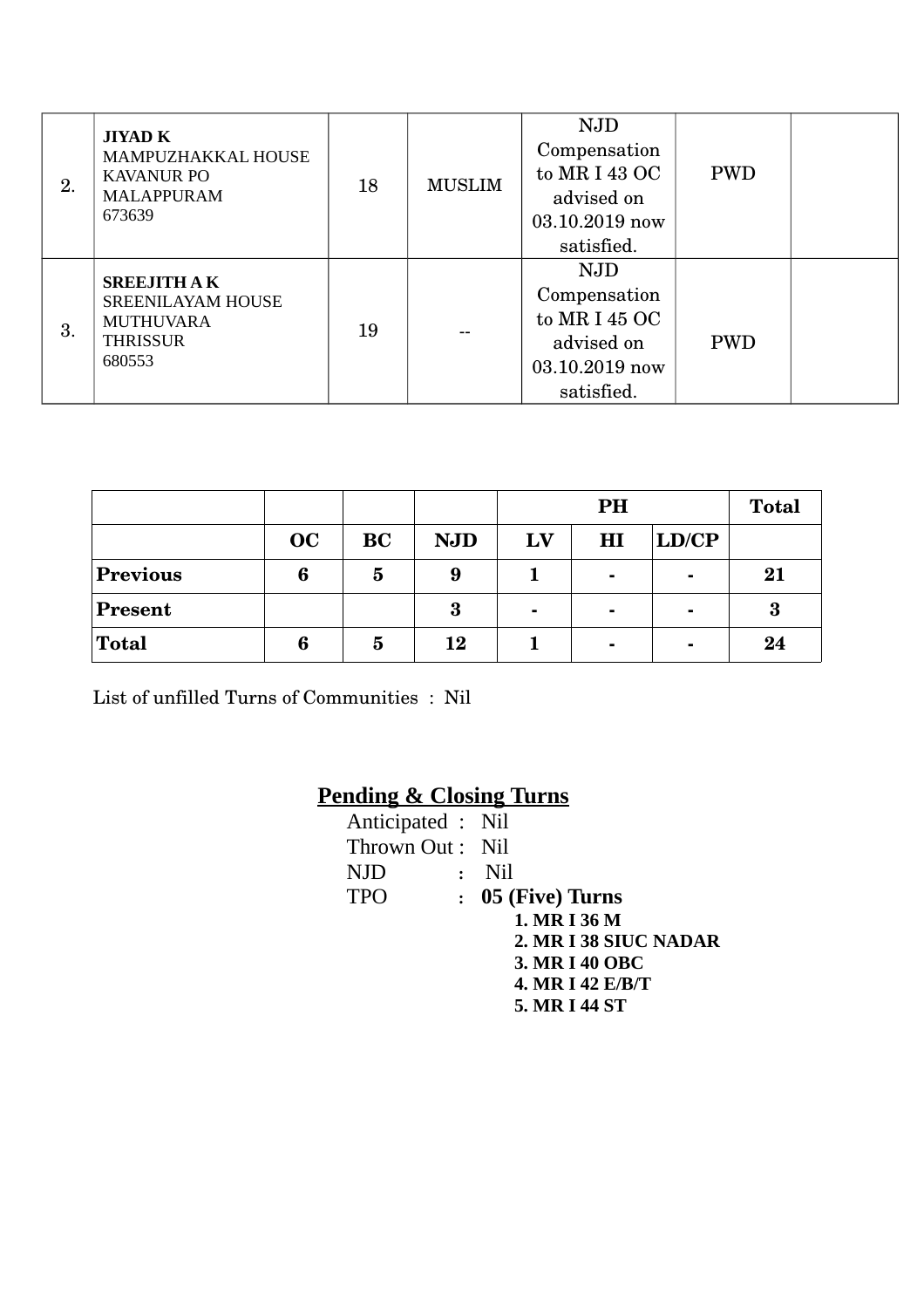| | | | | | | |
|---|---|---|---|---|---|---|
| 2. | **JIYAD K**<br>MAMPUZHAKKAL HOUSE<br>KAVANUR PO<br>MALAPPURAM<br>673639 | 18 | MUSLIM | NJD Compensation to MR I 43 OC advised on 03.10.2019 now satisfied. | PWD | |
| 3. | **SREEJITH A K**<br>SREENILAYAM HOUSE<br>MUTHUVARA<br>THRISSUR<br>680553 | 19 | -- | NJD Compensation to MR I 45 OC advised on 03.10.2019 now satisfied. | PWD | |

| | | | | **PH** | | | **Total** |
|---|---|---|---|---|---|---|---|
| | **OC** | **BC** | **NJD** | **LV** | **HI** | **LD/CP** | |
| **Previous** | **6** | **5** | **9** | **1** | **-** | **-** | **21** |
| **Present** | | | **3** | **-** | **-** | **-** | **3** |
| **Total** | **6** | **5** | **12** | **1** | **-** | **-** | **24** |

List of unfilled Turns of Communities : Nil

## Pending & Closing Turns

Anticipated : Nil
Thrown Out : Nil
NJD : Nil
TPO : **05 (Five) Turns**

1. **MR I 36 M**
2. **MR I 38 SIUC NADAR**
3. **MR I 40 OBC**
4. **MR I 42 E/B/T**
5. **MR I 44 ST**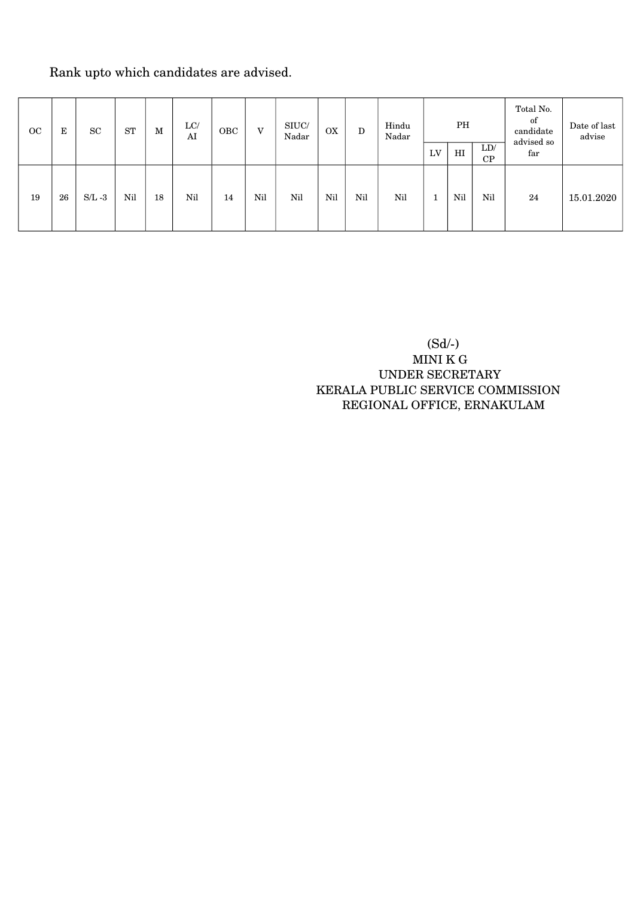Rank upto which candidates are advised.

| OC | E | SC | ST | M | LC/ AI | OBC | V | SIUC/ Nadar | OX | D | Hindu Nadar | PH | | | Total No. of candidate advised so far | Date of last advise |
|---|---|---|---|---|---|---|---|---|---|---|---|---|---|---|---|---|
| | | | | | | | | | | | | LV | HI | LD/ CP | | |
| 19 | 26 | S/L -3 | Nil | 18 | Nil | 14 | Nil | Nil | Nil | Nil | Nil | 1 | Nil | Nil | 24 | 15.01.2020 |

(Sd/-)
MINI K G
UNDER SECRETARY
KERALA PUBLIC SERVICE COMMISSION
REGIONAL OFFICE, ERNAKULAM